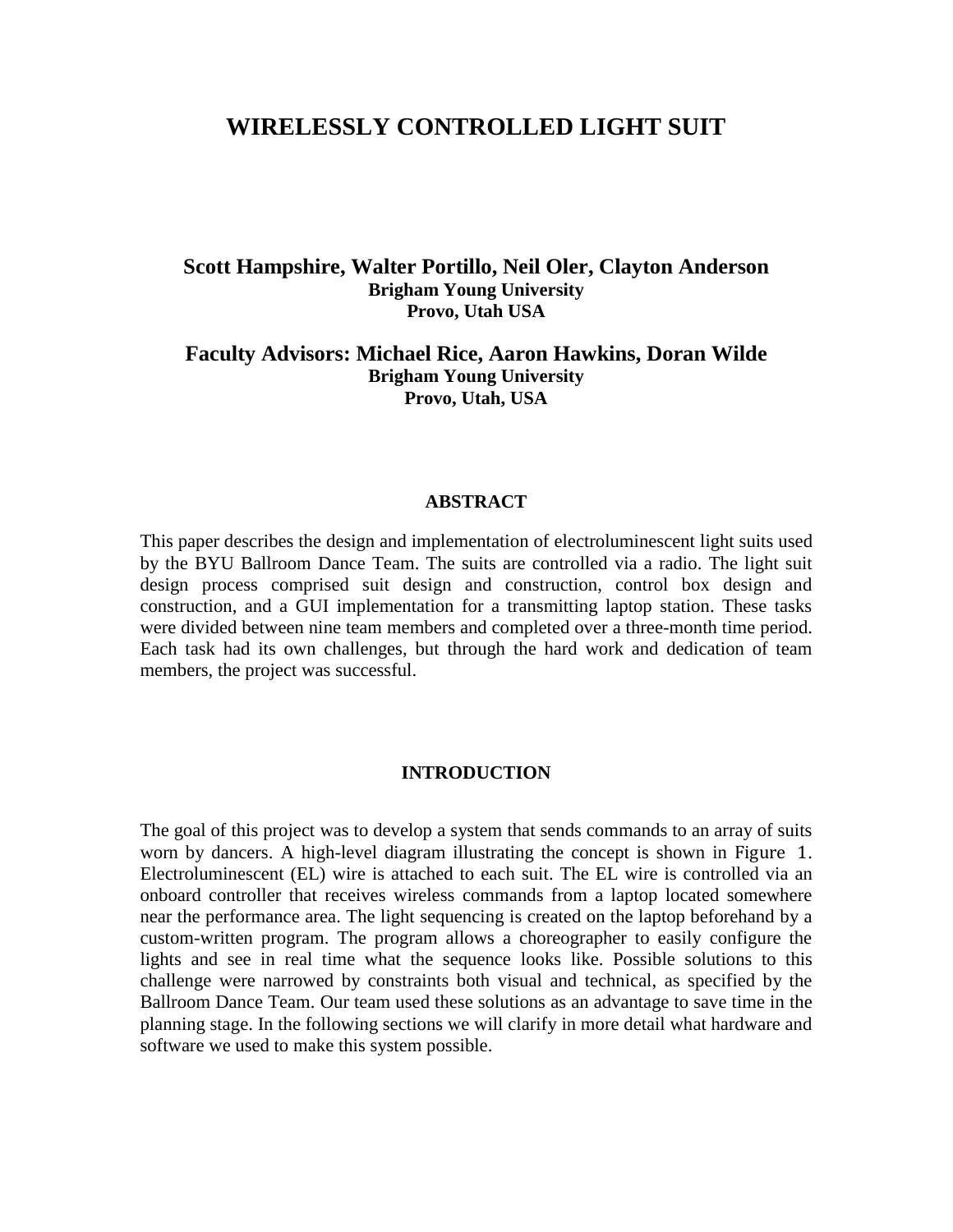# WIRELESSLY CONTROLLED LIGHT SUIT

**Scott Hampshire, Walter Portillo, Neil Oler, Clayton Anderson**
**Brigham Young University**
**Provo, Utah USA**

**Faculty Advisors: Michael Rice, Aaron Hawkins, Doran Wilde**
**Brigham Young University**
**Provo, Utah, USA**

## ABSTRACT

This paper describes the design and implementation of electroluminescent light suits used by the BYU Ballroom Dance Team. The suits are controlled via a radio. The light suit design process comprised suit design and construction, control box design and construction, and a GUI implementation for a transmitting laptop station. These tasks were divided between nine team members and completed over a three-month time period. Each task had its own challenges, but through the hard work and dedication of team members, the project was successful.

## INTRODUCTION

The goal of this project was to develop a system that sends commands to an array of suits worn by dancers. A high-level diagram illustrating the concept is shown in Figure 1. Electroluminescent (EL) wire is attached to each suit. The EL wire is controlled via an onboard controller that receives wireless commands from a laptop located somewhere near the performance area. The light sequencing is created on the laptop beforehand by a custom-written program. The program allows a choreographer to easily configure the lights and see in real time what the sequence looks like. Possible solutions to this challenge were narrowed by constraints both visual and technical, as specified by the Ballroom Dance Team. Our team used these solutions as an advantage to save time in the planning stage. In the following sections we will clarify in more detail what hardware and software we used to make this system possible.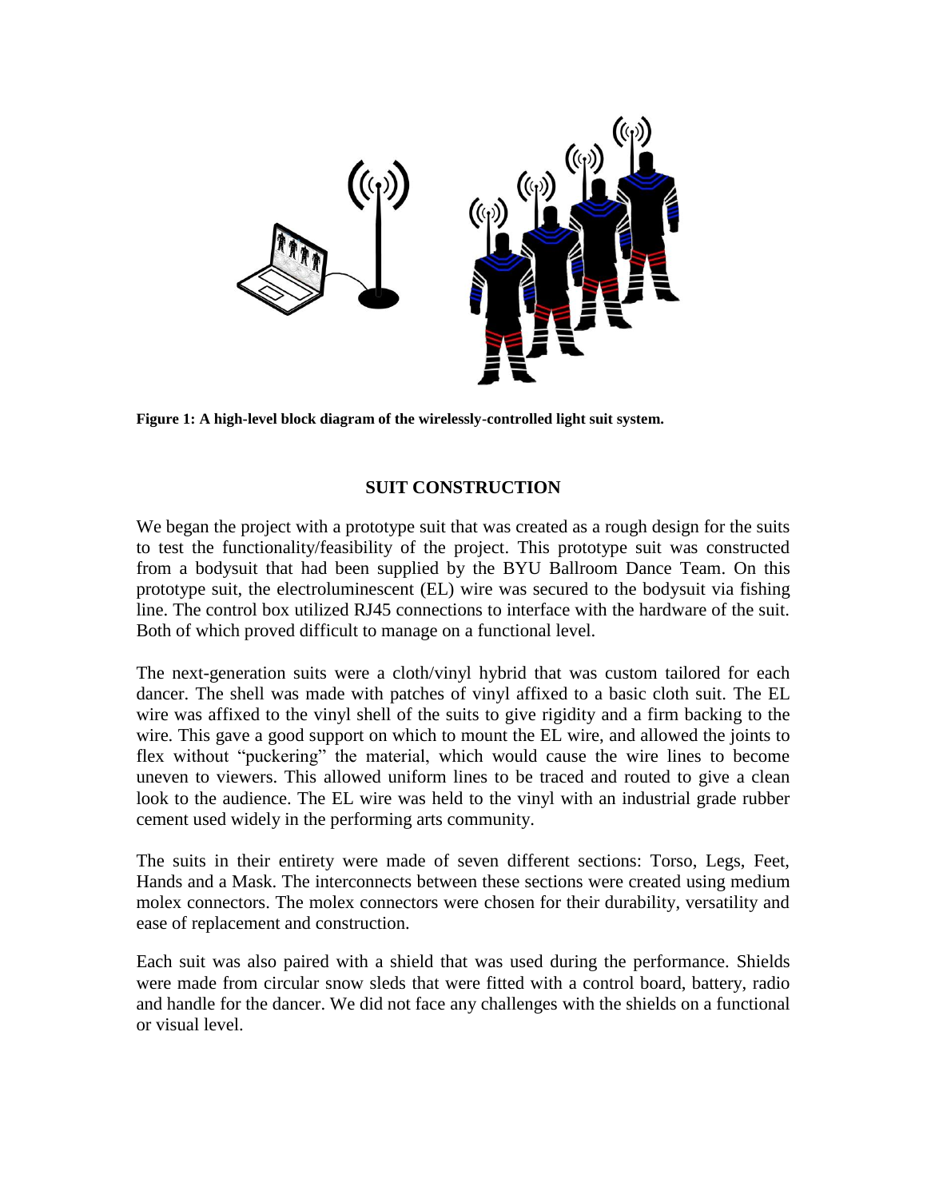**Figure 1: A high-level block diagram of the wirelessly-controlled light suit system.**

## SUIT CONSTRUCTION

We began the project with a prototype suit that was created as a rough design for the suits to test the functionality/feasibility of the project. This prototype suit was constructed from a bodysuit that had been supplied by the BYU Ballroom Dance Team. On this prototype suit, the electroluminescent (EL) wire was secured to the bodysuit via fishing line. The control box utilized RJ45 connections to interface with the hardware of the suit. Both of which proved difficult to manage on a functional level.

The next-generation suits were a cloth/vinyl hybrid that was custom tailored for each dancer. The shell was made with patches of vinyl affixed to a basic cloth suit. The EL wire was affixed to the vinyl shell of the suits to give rigidity and a firm backing to the wire. This gave a good support on which to mount the EL wire, and allowed the joints to flex without "puckering" the material, which would cause the wire lines to become uneven to viewers. This allowed uniform lines to be traced and routed to give a clean look to the audience. The EL wire was held to the vinyl with an industrial grade rubber cement used widely in the performing arts community.

The suits in their entirety were made of seven different sections: Torso, Legs, Feet, Hands and a Mask. The interconnects between these sections were created using medium molex connectors. The molex connectors were chosen for their durability, versatility and ease of replacement and construction.

Each suit was also paired with a shield that was used during the performance. Shields were made from circular snow sleds that were fitted with a control board, battery, radio and handle for the dancer. We did not face any challenges with the shields on a functional or visual level.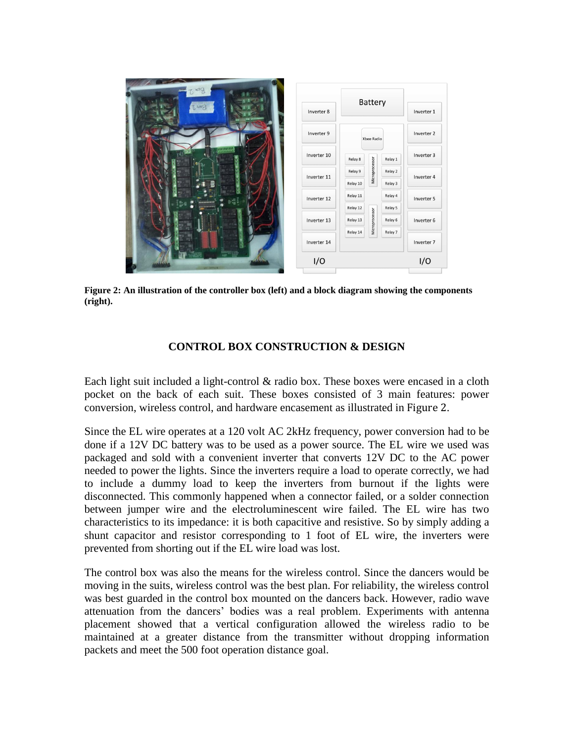**Figure 2: An illustration of the controller box (left) and a block diagram showing the components (right).**

## CONTROL BOX CONSTRUCTION & DESIGN

Each light suit included a light-control & radio box. These boxes were encased in a cloth pocket on the back of each suit. These boxes consisted of 3 main features: power conversion, wireless control, and hardware encasement as illustrated in Figure 2.

Since the EL wire operates at a 120 volt AC 2kHz frequency, power conversion had to be done if a 12V DC battery was to be used as a power source. The EL wire we used was packaged and sold with a convenient inverter that converts 12V DC to the AC power needed to power the lights. Since the inverters require a load to operate correctly, we had to include a dummy load to keep the inverters from burnout if the lights were disconnected. This commonly happened when a connector failed, or a solder connection between jumper wire and the electroluminescent wire failed. The EL wire has two characteristics to its impedance: it is both capacitive and resistive. So by simply adding a shunt capacitor and resistor corresponding to 1 foot of EL wire, the inverters were prevented from shorting out if the EL wire load was lost.

The control box was also the means for the wireless control. Since the dancers would be moving in the suits, wireless control was the best plan. For reliability, the wireless control was best guarded in the control box mounted on the dancers back. However, radio wave attenuation from the dancers' bodies was a real problem. Experiments with antenna placement showed that a vertical configuration allowed the wireless radio to be maintained at a greater distance from the transmitter without dropping information packets and meet the 500 foot operation distance goal.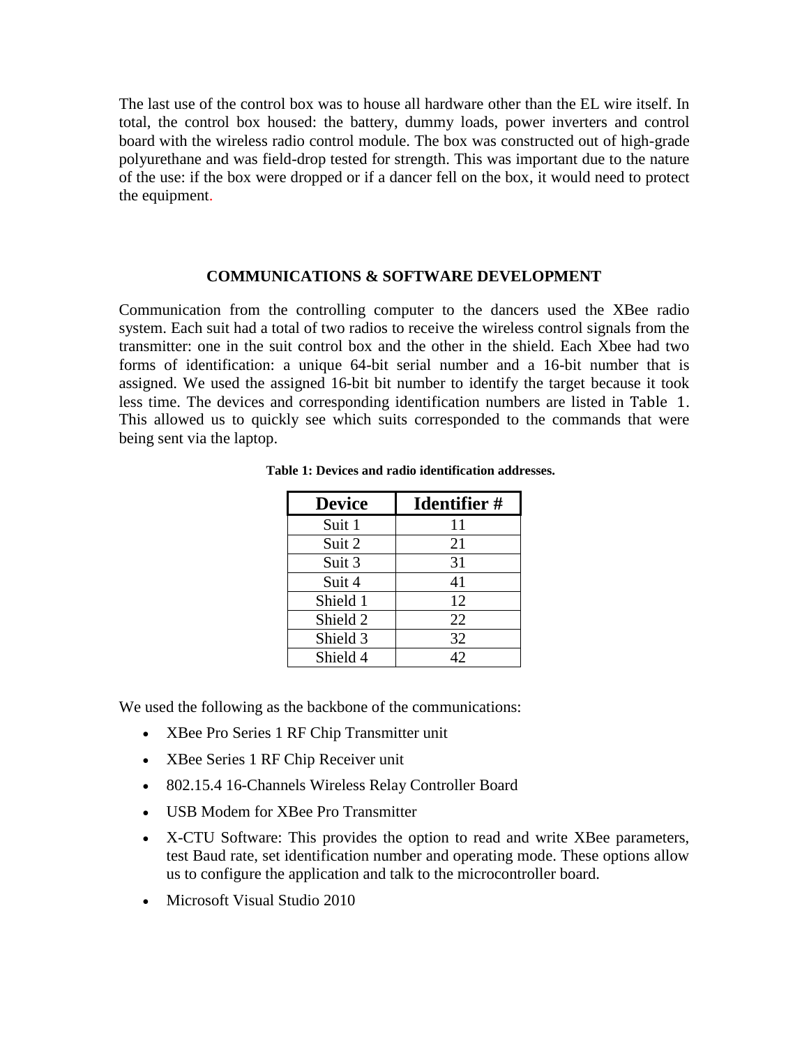The last use of the control box was to house all hardware other than the EL wire itself. In total, the control box housed: the battery, dummy loads, power inverters and control board with the wireless radio control module. The box was constructed out of high-grade polyurethane and was field-drop tested for strength. This was important due to the nature of the use: if the box were dropped or if a dancer fell on the box, it would need to protect the equipment.

## COMMUNICATIONS & SOFTWARE DEVELOPMENT

Communication from the controlling computer to the dancers used the XBee radio system. Each suit had a total of two radios to receive the wireless control signals from the transmitter: one in the suit control box and the other in the shield. Each Xbee had two forms of identification: a unique 64-bit serial number and a 16-bit number that is assigned. We used the assigned 16-bit bit number to identify the target because it took less time. The devices and corresponding identification numbers are listed in Table 1. This allowed us to quickly see which suits corresponded to the commands that were being sent via the laptop.

**Table 1: Devices and radio identification addresses.**

| Device | Identifier # |
|---|---|
| Suit 1 | 11 |
| Suit 2 | 21 |
| Suit 3 | 31 |
| Suit 4 | 41 |
| Shield 1 | 12 |
| Shield 2 | 22 |
| Shield 3 | 32 |
| Shield 4 | 42 |

We used the following as the backbone of the communications:

- XBee Pro Series 1 RF Chip Transmitter unit
- XBee Series 1 RF Chip Receiver unit
- 802.15.4 16-Channels Wireless Relay Controller Board
- USB Modem for XBee Pro Transmitter
- X-CTU Software: This provides the option to read and write XBee parameters, test Baud rate, set identification number and operating mode. These options allow us to configure the application and talk to the microcontroller board.
- Microsoft Visual Studio 2010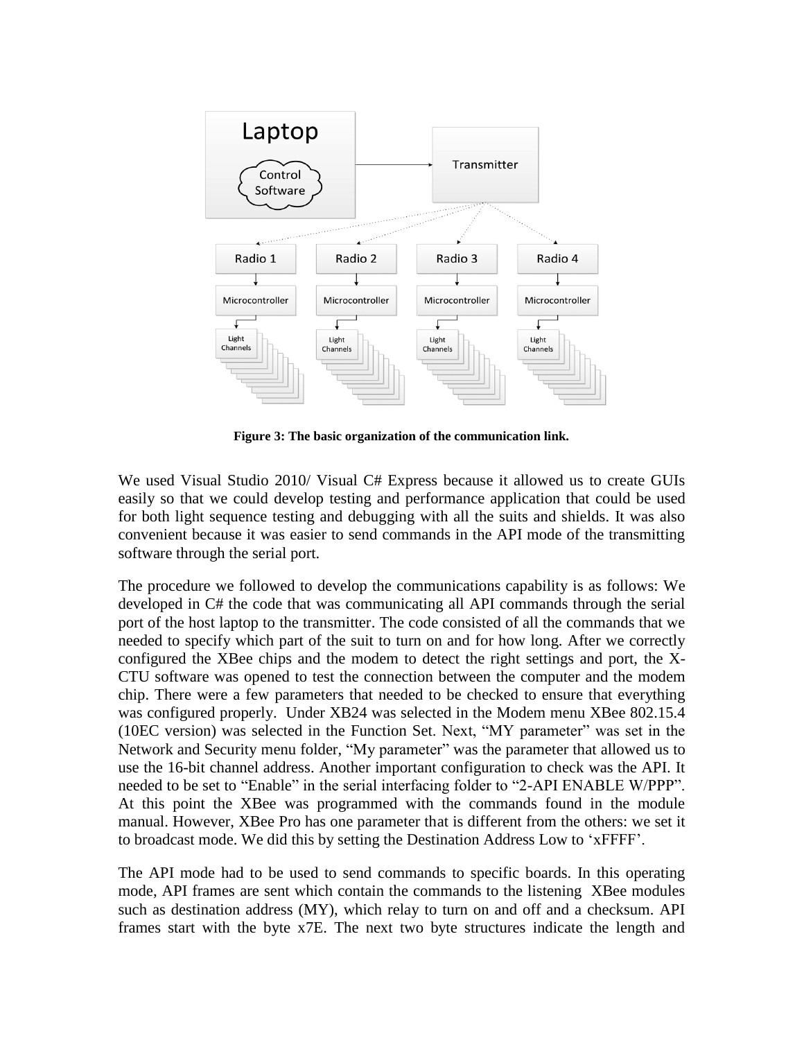**Figure 3: The basic organization of the communication link.**

We used Visual Studio 2010/ Visual C# Express because it allowed us to create GUIs easily so that we could develop testing and performance application that could be used for both light sequence testing and debugging with all the suits and shields. It was also convenient because it was easier to send commands in the API mode of the transmitting software through the serial port.

The procedure we followed to develop the communications capability is as follows: We developed in C# the code that was communicating all API commands through the serial port of the host laptop to the transmitter. The code consisted of all the commands that we needed to specify which part of the suit to turn on and for how long. After we correctly configured the XBee chips and the modem to detect the right settings and port, the X-CTU software was opened to test the connection between the computer and the modem chip. There were a few parameters that needed to be checked to ensure that everything was configured properly. Under XB24 was selected in the Modem menu XBee 802.15.4 (10EC version) was selected in the Function Set. Next, "MY parameter" was set in the Network and Security menu folder, "My parameter" was the parameter that allowed us to use the 16-bit channel address. Another important configuration to check was the API. It needed to be set to "Enable" in the serial interfacing folder to "2-API ENABLE W/PPP". At this point the XBee was programmed with the commands found in the module manual. However, XBee Pro has one parameter that is different from the others: we set it to broadcast mode. We did this by setting the Destination Address Low to 'xFFFF'.

The API mode had to be used to send commands to specific boards. In this operating mode, API frames are sent which contain the commands to the listening XBee modules such as destination address (MY), which relay to turn on and off and a checksum. API frames start with the byte x7E. The next two byte structures indicate the length and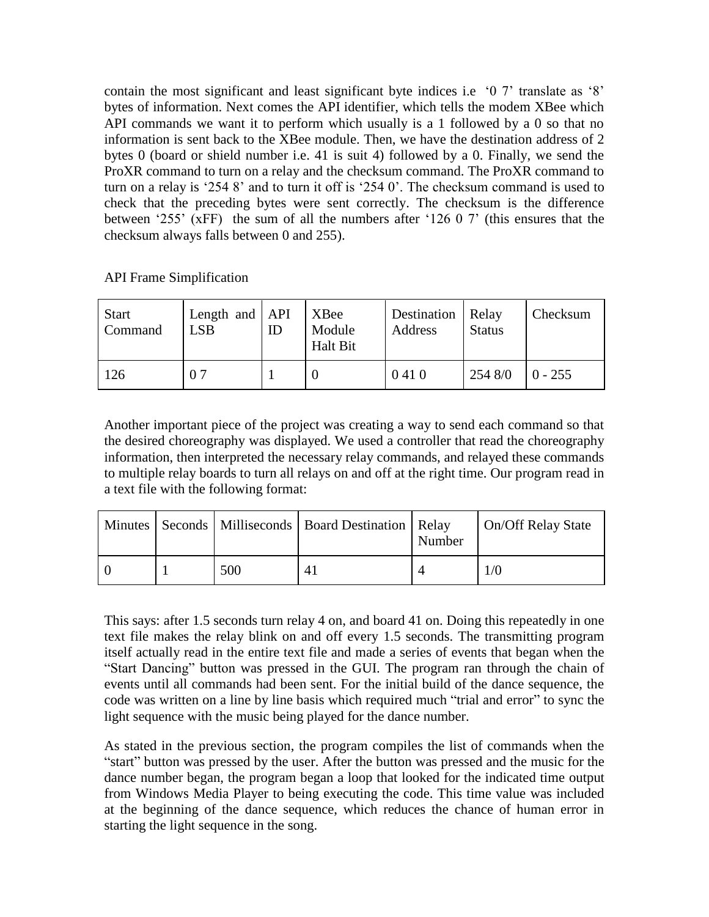contain the most significant and least significant byte indices i.e '0 7' translate as '8' bytes of information. Next comes the API identifier, which tells the modem XBee which API commands we want it to perform which usually is a 1 followed by a 0 so that no information is sent back to the XBee module. Then, we have the destination address of 2 bytes 0 (board or shield number i.e. 41 is suit 4) followed by a 0. Finally, we send the ProXR command to turn on a relay and the checksum command. The ProXR command to turn on a relay is '254 8' and to turn it off is '254 0'. The checksum command is used to check that the preceding bytes were sent correctly. The checksum is the difference between '255' (xFF) the sum of all the numbers after '126 0 7' (this ensures that the checksum always falls between 0 and 255).

API Frame Simplification

| Start Command | Length and LSB | API ID | XBee Module Halt Bit | Destination Address | Relay Status | Checksum |
|---|---|---|---|---|---|---|
| 126 | 0 7 | 1 | 0 | 0 41 0 | 254 8/0 | 0 - 255 |

Another important piece of the project was creating a way to send each command so that the desired choreography was displayed. We used a controller that read the choreography information, then interpreted the necessary relay commands, and relayed these commands to multiple relay boards to turn all relays on and off at the right time. Our program read in a text file with the following format:

| Minutes | Seconds | Milliseconds | Board Destination | Relay Number | On/Off Relay State |
|---|---|---|---|---|---|
| 0 | 1 | 500 | 41 | 4 | 1/0 |

This says: after 1.5 seconds turn relay 4 on, and board 41 on. Doing this repeatedly in one text file makes the relay blink on and off every 1.5 seconds. The transmitting program itself actually read in the entire text file and made a series of events that began when the "Start Dancing" button was pressed in the GUI. The program ran through the chain of events until all commands had been sent. For the initial build of the dance sequence, the code was written on a line by line basis which required much "trial and error" to sync the light sequence with the music being played for the dance number.

As stated in the previous section, the program compiles the list of commands when the "start" button was pressed by the user. After the button was pressed and the music for the dance number began, the program began a loop that looked for the indicated time output from Windows Media Player to being executing the code. This time value was included at the beginning of the dance sequence, which reduces the chance of human error in starting the light sequence in the song.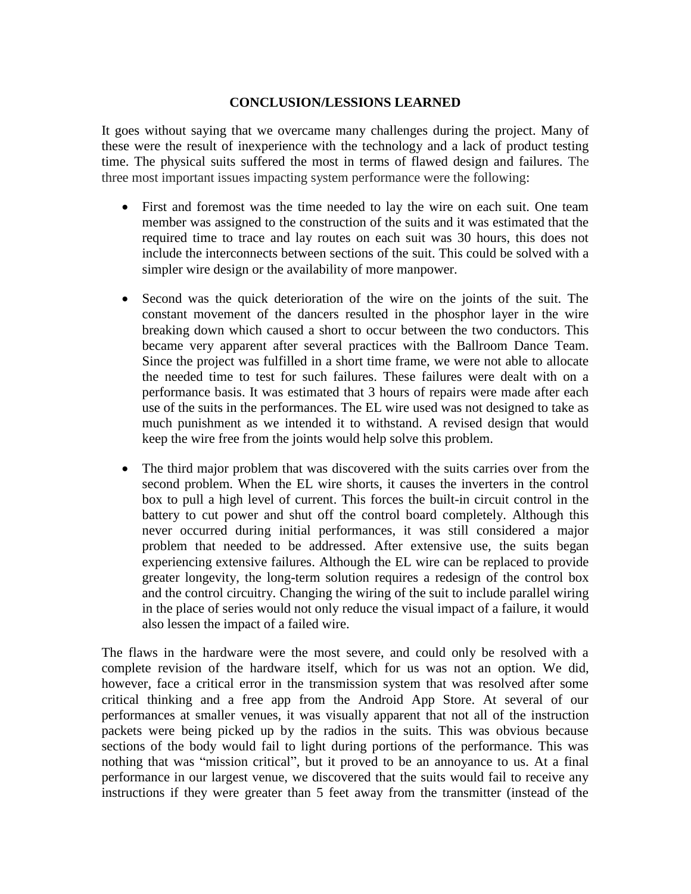## CONCLUSION/LESSIONS LEARNED

It goes without saying that we overcame many challenges during the project. Many of these were the result of inexperience with the technology and a lack of product testing time. The physical suits suffered the most in terms of flawed design and failures. The three most important issues impacting system performance were the following:

- First and foremost was the time needed to lay the wire on each suit. One team member was assigned to the construction of the suits and it was estimated that the required time to trace and lay routes on each suit was 30 hours, this does not include the interconnects between sections of the suit. This could be solved with a simpler wire design or the availability of more manpower.

- Second was the quick deterioration of the wire on the joints of the suit. The constant movement of the dancers resulted in the phosphor layer in the wire breaking down which caused a short to occur between the two conductors. This became very apparent after several practices with the Ballroom Dance Team. Since the project was fulfilled in a short time frame, we were not able to allocate the needed time to test for such failures. These failures were dealt with on a performance basis. It was estimated that 3 hours of repairs were made after each use of the suits in the performances. The EL wire used was not designed to take as much punishment as we intended it to withstand. A revised design that would keep the wire free from the joints would help solve this problem.

- The third major problem that was discovered with the suits carries over from the second problem. When the EL wire shorts, it causes the inverters in the control box to pull a high level of current. This forces the built-in circuit control in the battery to cut power and shut off the control board completely. Although this never occurred during initial performances, it was still considered a major problem that needed to be addressed. After extensive use, the suits began experiencing extensive failures. Although the EL wire can be replaced to provide greater longevity, the long-term solution requires a redesign of the control box and the control circuitry. Changing the wiring of the suit to include parallel wiring in the place of series would not only reduce the visual impact of a failure, it would also lessen the impact of a failed wire.

The flaws in the hardware were the most severe, and could only be resolved with a complete revision of the hardware itself, which for us was not an option. We did, however, face a critical error in the transmission system that was resolved after some critical thinking and a free app from the Android App Store. At several of our performances at smaller venues, it was visually apparent that not all of the instruction packets were being picked up by the radios in the suits. This was obvious because sections of the body would fail to light during portions of the performance. This was nothing that was "mission critical", but it proved to be an annoyance to us. At a final performance in our largest venue, we discovered that the suits would fail to receive any instructions if they were greater than 5 feet away from the transmitter (instead of the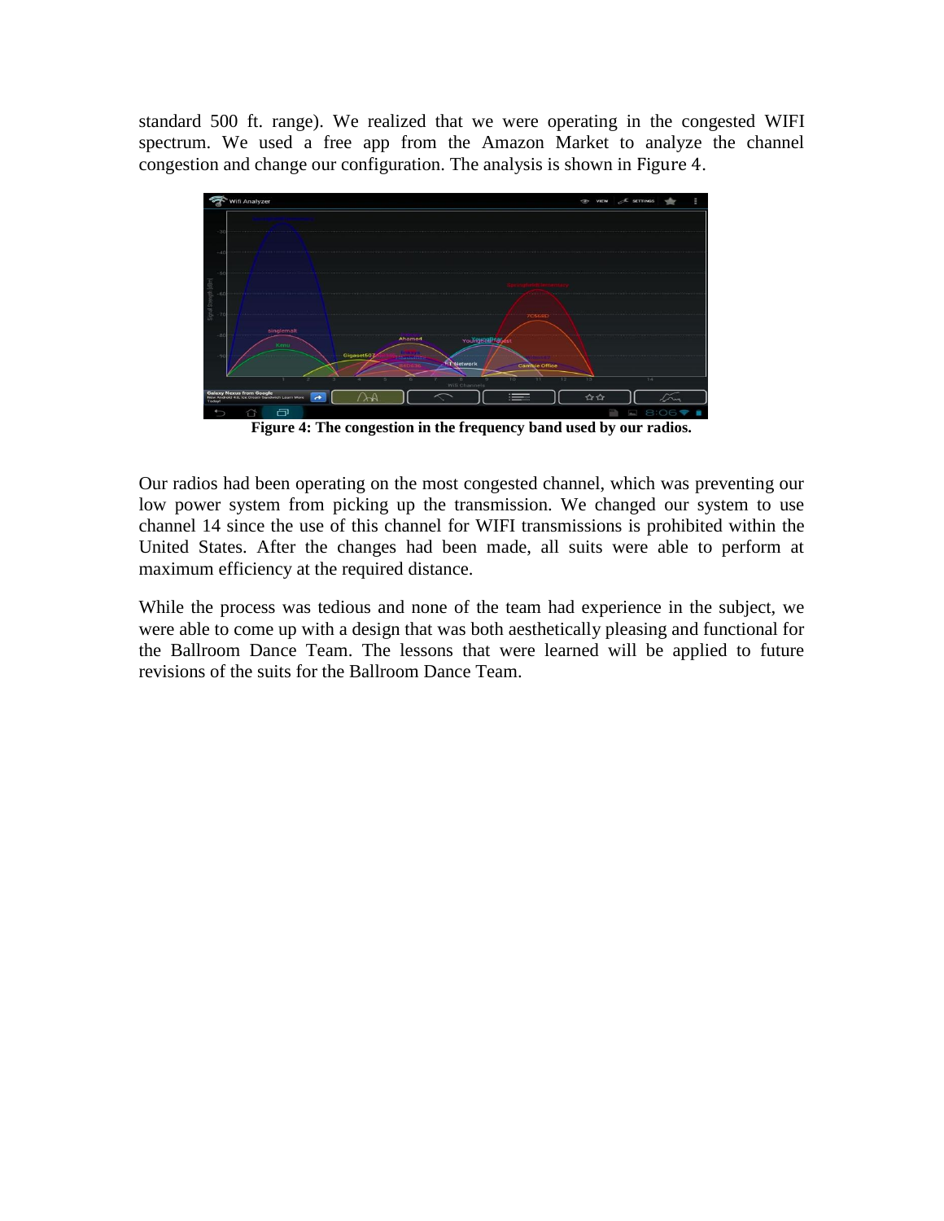standard 500 ft. range). We realized that we were operating in the congested WIFI spectrum. We used a free app from the Amazon Market to analyze the channel congestion and change our configuration. The analysis is shown in Figure 4.

**Figure 4: The congestion in the frequency band used by our radios.**

Our radios had been operating on the most congested channel, which was preventing our low power system from picking up the transmission. We changed our system to use channel 14 since the use of this channel for WIFI transmissions is prohibited within the United States. After the changes had been made, all suits were able to perform at maximum efficiency at the required distance.

While the process was tedious and none of the team had experience in the subject, we were able to come up with a design that was both aesthetically pleasing and functional for the Ballroom Dance Team. The lessons that were learned will be applied to future revisions of the suits for the Ballroom Dance Team.